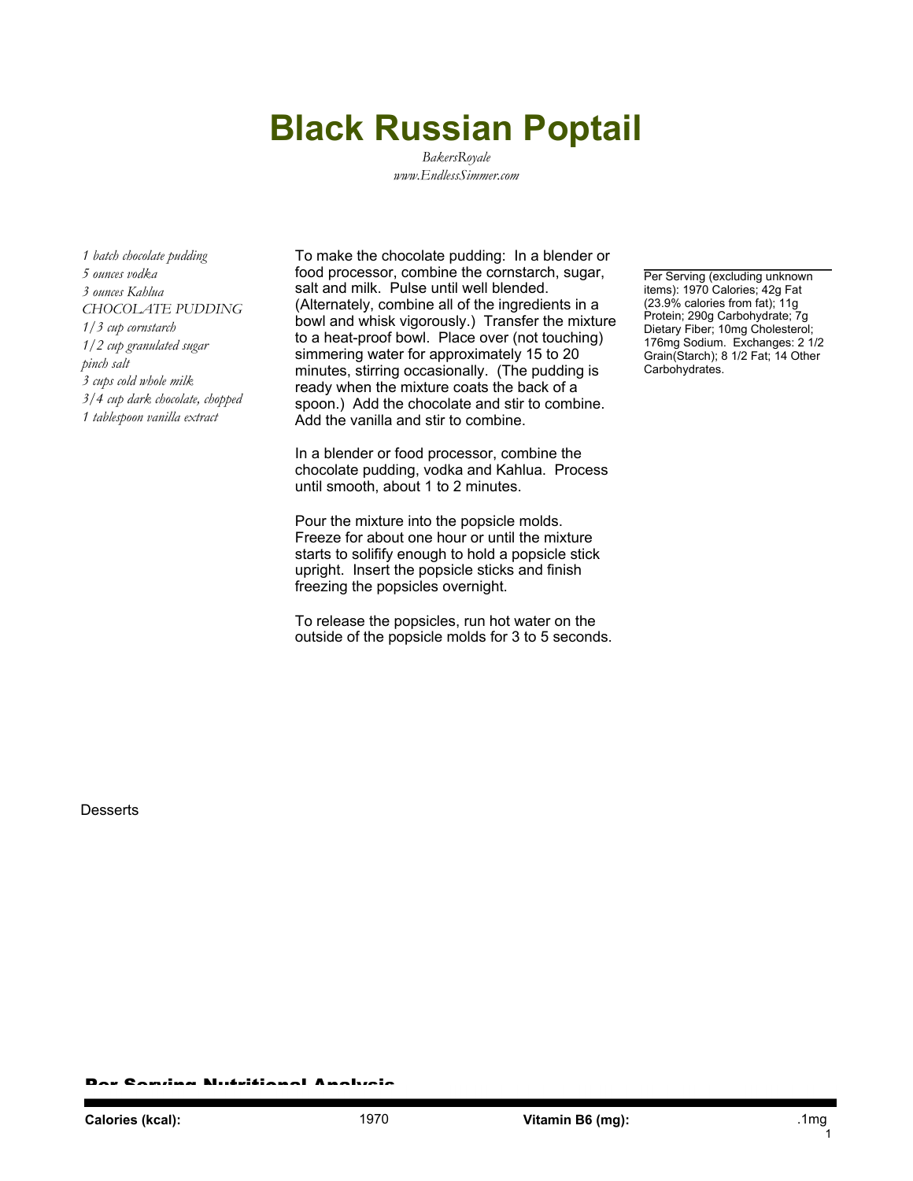# Black Russian Poptail

*BakersRoyale*
*www.EndlessSimmer.com*

*1 batch chocolate pudding*
*5 ounces vodka*
*3 ounces Kahlua*
*CHOCOLATE PUDDING*
*1/3 cup cornstarch*
*1/2 cup granulated sugar*
*pinch salt*
*3 cups cold whole milk*
*3/4 cup dark chocolate, chopped*
*1 tablespoon vanilla extract*

To make the chocolate pudding: In a blender or food processor, combine the cornstarch, sugar, salt and milk. Pulse until well blended. (Alternately, combine all of the ingredients in a bowl and whisk vigorously.) Transfer the mixture to a heat-proof bowl. Place over (not touching) simmering water for approximately 15 to 20 minutes, stirring occasionally. (The pudding is ready when the mixture coats the back of a spoon.) Add the chocolate and stir to combine. Add the vanilla and stir to combine.

In a blender or food processor, combine the chocolate pudding, vodka and Kahlua. Process until smooth, about 1 to 2 minutes.

Pour the mixture into the popsicle molds. Freeze for about one hour or until the mixture starts to solifify enough to hold a popsicle stick upright. Insert the popsicle sticks and finish freezing the popsicles overnight.

To release the popsicles, run hot water on the outside of the popsicle molds for 3 to 5 seconds.

Per Serving (excluding unknown items): 1970 Calories; 42g Fat (23.9% calories from fat); 11g Protein; 290g Carbohydrate; 7g Dietary Fiber; 10mg Cholesterol; 176mg Sodium. Exchanges: 2 1/2 Grain(Starch); 8 1/2 Fat; 14 Other Carbohydrates.

Desserts

## Per Serving Nutritional Analysis

| | | | |
|---|---|---|---|
| **Calories (kcal):** | 1970 | **Vitamin B6 (mg):** | .1mg |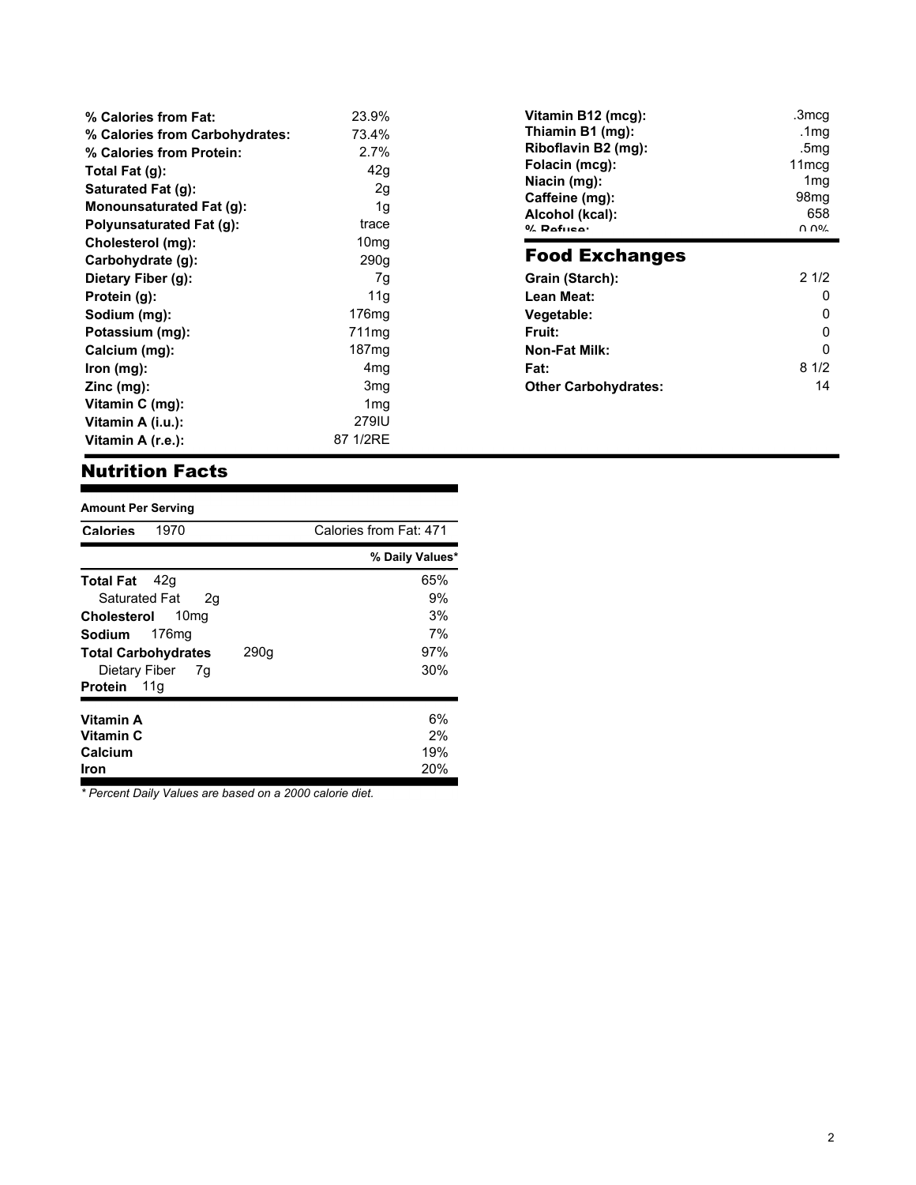| | |
|---|---|
| **% Calories from Fat:** | 23.9% |
| **% Calories from Carbohydrates:** | 73.4% |
| **% Calories from Protein:** | 2.7% |
| **Total Fat (g):** | 42g |
| **Saturated Fat (g):** | 2g |
| **Monounsaturated Fat (g):** | 1g |
| **Polyunsaturated Fat (g):** | trace |
| **Cholesterol (mg):** | 10mg |
| **Carbohydrate (g):** | 290g |
| **Dietary Fiber (g):** | 7g |
| **Protein (g):** | 11g |
| **Sodium (mg):** | 176mg |
| **Potassium (mg):** | 711mg |
| **Calcium (mg):** | 187mg |
| **Iron (mg):** | 4mg |
| **Zinc (mg):** | 3mg |
| **Vitamin C (mg):** | 1mg |
| **Vitamin A (i.u.):** | 279IU |
| **Vitamin A (r.e.):** | 87 1/2RE |
| **Vitamin B12 (mcg):** | .3mcg |
| **Thiamin B1 (mg):** | .1mg |
| **Riboflavin B2 (mg):** | .5mg |
| **Folacin (mcg):** | 11mcg |
| **Niacin (mg):** | 1mg |
| **Caffeine (mg):** | 98mg |
| **Alcohol (kcal):** | 658 |
| **% Refuse:** | 0.0% |

## Food Exchanges

| | |
|---|---|
| **Grain (Starch):** | 2 1/2 |
| **Lean Meat:** | 0 |
| **Vegetable:** | 0 |
| **Fruit:** | 0 |
| **Non-Fat Milk:** | 0 |
| **Fat:** | 8 1/2 |
| **Other Carbohydrates:** | 14 |

## Nutrition Facts

**Amount Per Serving**

| | |
|---|---|
| **Calories** 1970 | Calories from Fat: 471 |
| | **% Daily Values*** |
| **Total Fat** 42g | 65% |
| Saturated Fat 2g | 9% |
| **Cholesterol** 10mg | 3% |
| **Sodium** 176mg | 7% |
| **Total Carbohydrates** 290g | 97% |
| Dietary Fiber 7g | 30% |
| **Protein** 11g | |
| **Vitamin A** | 6% |
| **Vitamin C** | 2% |
| **Calcium** | 19% |
| **Iron** | 20% |

*\* Percent Daily Values are based on a 2000 calorie diet.*